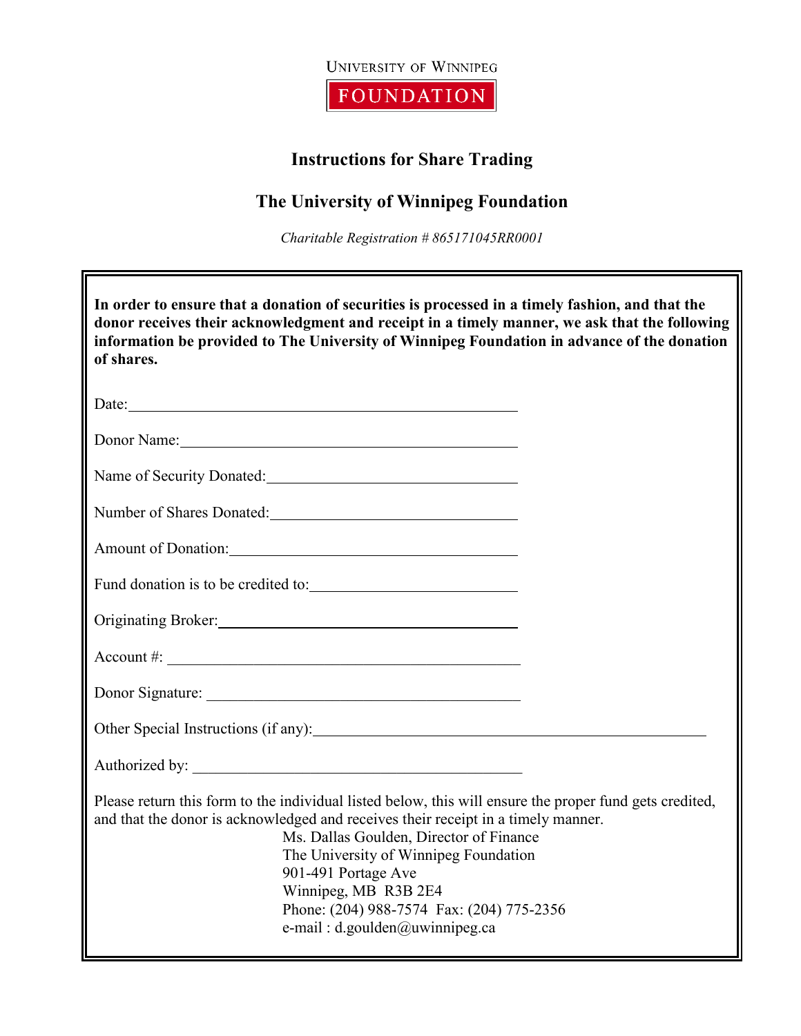UNIVERSITY OF WINNIPEG

FOUNDATION

# Instructions for Share Trading

## The University of Winnipeg Foundation

*Charitable Registration # 865171045RR0001*

**In order to ensure that a donation of securities is processed in a timely fashion, and that the donor receives their acknowledgment and receipt in a timely manner, we ask that the following information be provided to The University of Winnipeg Foundation in advance of the donation of shares.**

Date: ______________________________________________

Donor Name: ________________________________________

Name of Security Donated: ___________________________

Number of Shares Donated: __________________________

Amount of Donation: ________________________________

Fund donation is to be credited to: ____________________

Originating Broker: _________________________________

Account #: _________________________________________

Donor Signature: ____________________________________

Other Special Instructions (if any): ___________________________________________________

Authorized by: ______________________________________

Please return this form to the individual listed below, this will ensure the proper fund gets credited, and that the donor is acknowledged and receives their receipt in a timely manner.

Ms. Dallas Goulden, Director of Finance  
The University of Winnipeg Foundation  
901-491 Portage Ave  
Winnipeg, MB R3B 2E4  
Phone: (204) 988-7574 Fax: (204) 775-2356  
e-mail : d.goulden@uwinnipeg.ca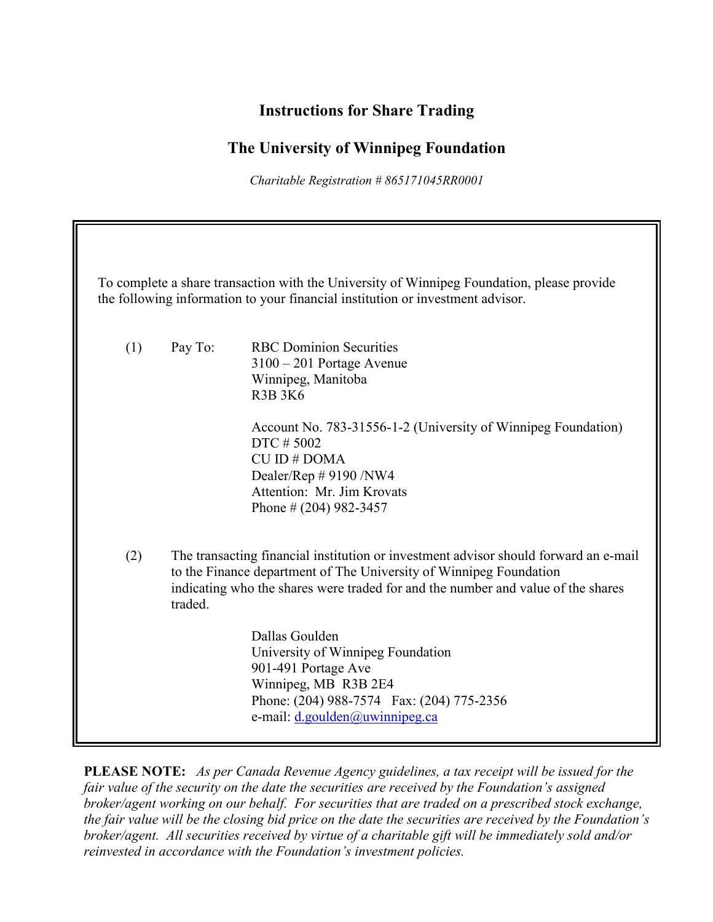# Instructions for Share Trading

## The University of Winnipeg Foundation

*Charitable Registration # 865171045RR0001*

To complete a share transaction with the University of Winnipeg Foundation, please provide the following information to your financial institution or investment advisor.

(1) Pay To:

RBC Dominion Securities  
3100 – 201 Portage Avenue  
Winnipeg, Manitoba  
R3B 3K6

Account No. 783-31556-1-2 (University of Winnipeg Foundation)  
DTC # 5002  
CU ID # DOMA  
Dealer/Rep # 9190 /NW4  
Attention: Mr. Jim Krovats  
Phone # (204) 982-3457

(2) The transacting financial institution or investment advisor should forward an e-mail to the Finance department of The University of Winnipeg Foundation indicating who the shares were traded for and the number and value of the shares traded.

Dallas Goulden  
University of Winnipeg Foundation  
901-491 Portage Ave  
Winnipeg, MB R3B 2E4  
Phone: (204) 988-7574 Fax: (204) 775-2356  
e-mail: d.goulden@uwinnipeg.ca

**PLEASE NOTE:** *As per Canada Revenue Agency guidelines, a tax receipt will be issued for the fair value of the security on the date the securities are received by the Foundation's assigned broker/agent working on our behalf. For securities that are traded on a prescribed stock exchange, the fair value will be the closing bid price on the date the securities are received by the Foundation's broker/agent. All securities received by virtue of a charitable gift will be immediately sold and/or reinvested in accordance with the Foundation's investment policies.*